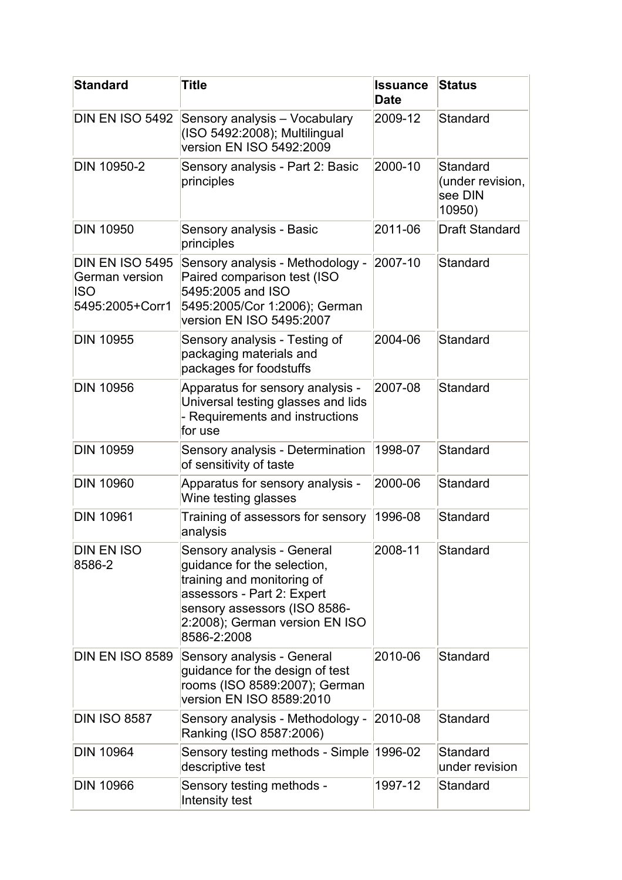| Standard | Title | Issuance Date | Status |
| --- | --- | --- | --- |
| DIN EN ISO 5492 | Sensory analysis – Vocabulary (ISO 5492:2008); Multilingual version EN ISO 5492:2009 | 2009-12 | Standard |
| DIN 10950-2 | Sensory analysis - Part 2: Basic principles | 2000-10 | Standard (under revision, see DIN 10950) |
| DIN 10950 | Sensory analysis - Basic principles | 2011-06 | Draft Standard |
| DIN EN ISO 5495 German version ISO 5495:2005+Corr1 | Sensory analysis - Methodology - Paired comparison test (ISO 5495:2005 and ISO 5495:2005/Cor 1:2006); German version EN ISO 5495:2007 | 2007-10 | Standard |
| DIN 10955 | Sensory analysis - Testing of packaging materials and packages for foodstuffs | 2004-06 | Standard |
| DIN 10956 | Apparatus for sensory analysis - Universal testing glasses and lids - Requirements and instructions for use | 2007-08 | Standard |
| DIN 10959 | Sensory analysis - Determination of sensitivity of taste | 1998-07 | Standard |
| DIN 10960 | Apparatus for sensory analysis - Wine testing glasses | 2000-06 | Standard |
| DIN 10961 | Training of assessors for sensory analysis | 1996-08 | Standard |
| DIN EN ISO 8586-2 | Sensory analysis - General guidance for the selection, training and monitoring of assessors - Part 2: Expert sensory assessors (ISO 8586-2:2008); German version EN ISO 8586-2:2008 | 2008-11 | Standard |
| DIN EN ISO 8589 | Sensory analysis - General guidance for the design of test rooms (ISO 8589:2007); German version EN ISO 8589:2010 | 2010-06 | Standard |
| DIN ISO 8587 | Sensory analysis - Methodology - Ranking (ISO 8587:2006) | 2010-08 | Standard |
| DIN 10964 | Sensory testing methods - Simple descriptive test | 1996-02 | Standard under revision |
| DIN 10966 | Sensory testing methods - Intensity test | 1997-12 | Standard |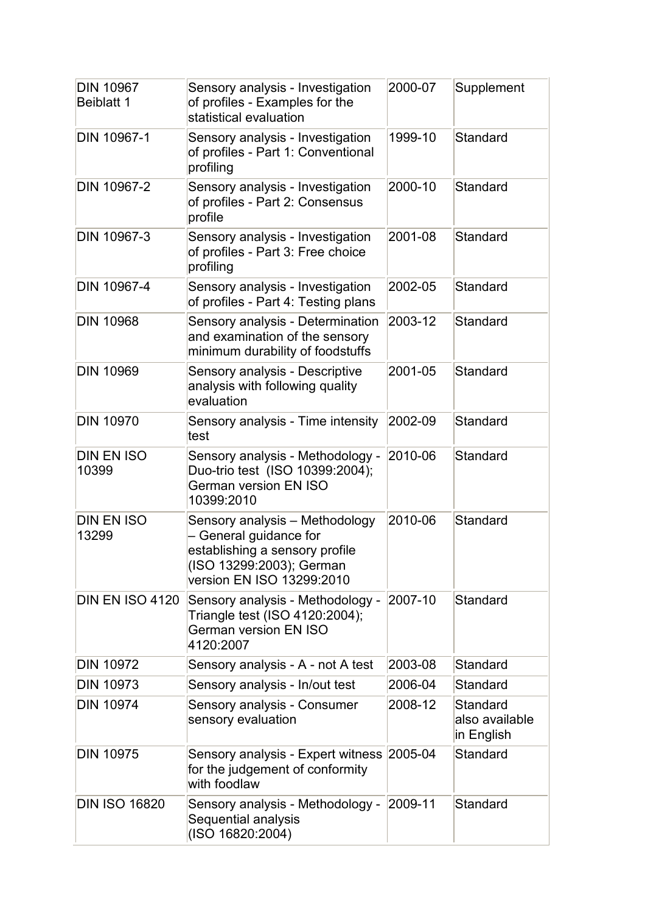| | | | |
|---|---|---|---|
| DIN 10967 Beiblatt 1 | Sensory analysis - Investigation of profiles - Examples for the statistical evaluation | 2000-07 | Supplement |
| DIN 10967-1 | Sensory analysis - Investigation of profiles - Part 1: Conventional profiling | 1999-10 | Standard |
| DIN 10967-2 | Sensory analysis - Investigation of profiles - Part 2: Consensus profile | 2000-10 | Standard |
| DIN 10967-3 | Sensory analysis - Investigation of profiles - Part 3: Free choice profiling | 2001-08 | Standard |
| DIN 10967-4 | Sensory analysis - Investigation of profiles - Part 4: Testing plans | 2002-05 | Standard |
| DIN 10968 | Sensory analysis - Determination and examination of the sensory minimum durability of foodstuffs | 2003-12 | Standard |
| DIN 10969 | Sensory analysis - Descriptive analysis with following quality evaluation | 2001-05 | Standard |
| DIN 10970 | Sensory analysis - Time intensity test | 2002-09 | Standard |
| DIN EN ISO 10399 | Sensory analysis - Methodology - Duo-trio test (ISO 10399:2004); German version EN ISO 10399:2010 | 2010-06 | Standard |
| DIN EN ISO 13299 | Sensory analysis – Methodology – General guidance for establishing a sensory profile (ISO 13299:2003); German version EN ISO 13299:2010 | 2010-06 | Standard |
| DIN EN ISO 4120 | Sensory analysis - Methodology - Triangle test (ISO 4120:2004); German version EN ISO 4120:2007 | 2007-10 | Standard |
| DIN 10972 | Sensory analysis - A - not A test | 2003-08 | Standard |
| DIN 10973 | Sensory analysis - In/out test | 2006-04 | Standard |
| DIN 10974 | Sensory analysis - Consumer sensory evaluation | 2008-12 | Standard also available in English |
| DIN 10975 | Sensory analysis - Expert witness for the judgement of conformity with foodlaw | 2005-04 | Standard |
| DIN ISO 16820 | Sensory analysis - Methodology - Sequential analysis (ISO 16820:2004) | 2009-11 | Standard |